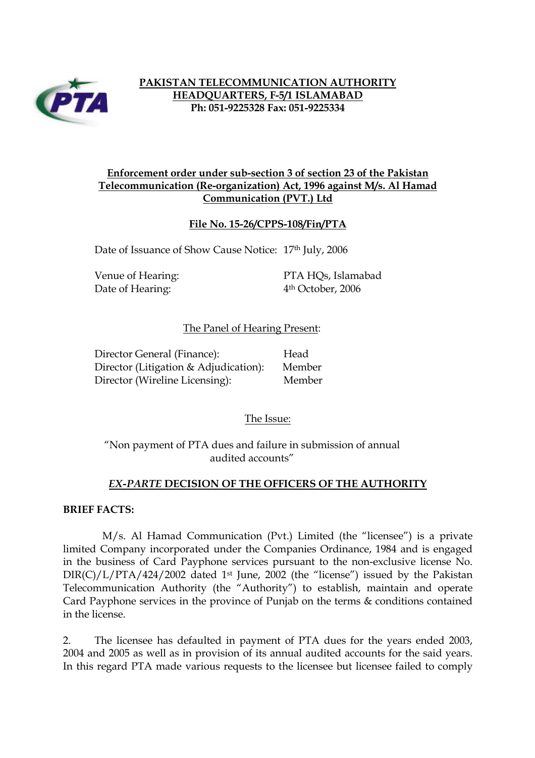**PAKISTAN TELECOMMUNICATION AUTHORITY**
**HEADQUARTERS, F-5/1 ISLAMABAD**
**Ph: 051-9225328 Fax: 051-9225334**

**Enforcement order under sub-section 3 of section 23 of the Pakistan Telecommunication (Re-organization) Act, 1996 against M/s. Al Hamad Communication (PVT.) Ltd**

**File No. 15-26/CPPS-108/Fin/PTA**

Date of Issuance of Show Cause Notice: 17th July, 2006

Venue of Hearing: PTA HQs, Islamabad
Date of Hearing: 4th October, 2006

The Panel of Hearing Present:

| | |
|---|---|
| Director General (Finance): | Head |
| Director (Litigation & Adjudication): | Member |
| Director (Wireline Licensing): | Member |

The Issue:

"Non payment of PTA dues and failure in submission of annual audited accounts"

***EX-PARTE* DECISION OF THE OFFICERS OF THE AUTHORITY**

**BRIEF FACTS:**

M/s. Al Hamad Communication (Pvt.) Limited (the "licensee") is a private limited Company incorporated under the Companies Ordinance, 1984 and is engaged in the business of Card Payphone services pursuant to the non-exclusive license No. DIR(C)/L/PTA/424/2002 dated 1st June, 2002 (the "license") issued by the Pakistan Telecommunication Authority (the "Authority") to establish, maintain and operate Card Payphone services in the province of Punjab on the terms & conditions contained in the license.

2. The licensee has defaulted in payment of PTA dues for the years ended 2003, 2004 and 2005 as well as in provision of its annual audited accounts for the said years. In this regard PTA made various requests to the licensee but licensee failed to comply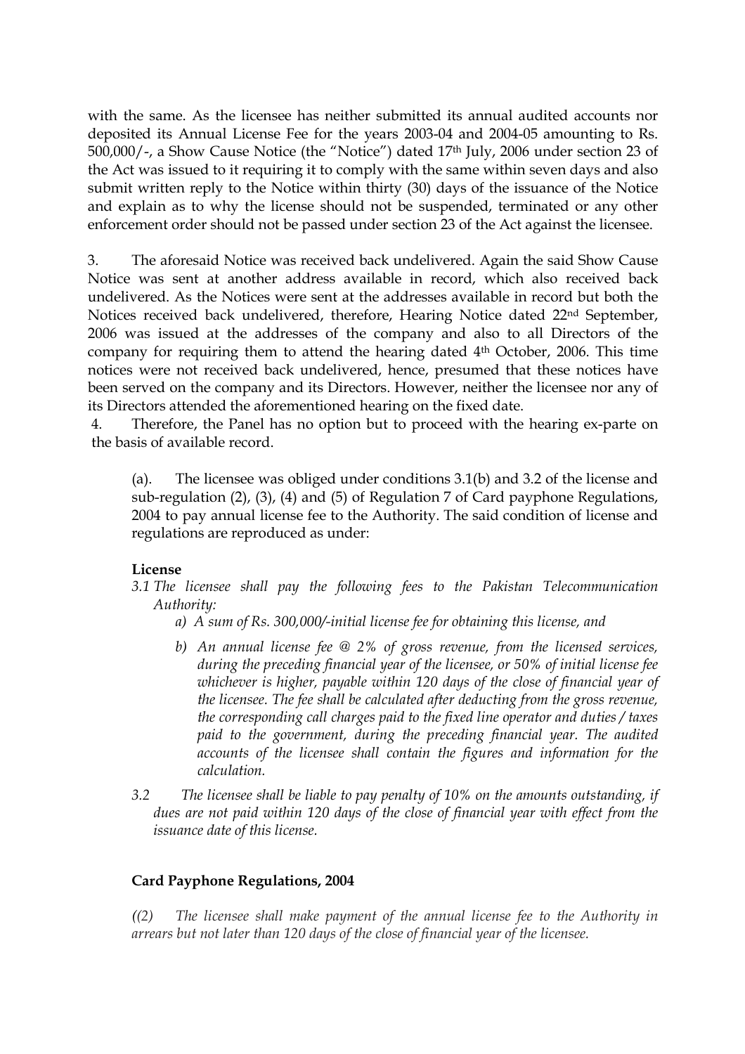with the same. As the licensee has neither submitted its annual audited accounts nor deposited its Annual License Fee for the years 2003-04 and 2004-05 amounting to Rs. 500,000/-, a Show Cause Notice (the "Notice") dated 17th July, 2006 under section 23 of the Act was issued to it requiring it to comply with the same within seven days and also submit written reply to the Notice within thirty (30) days of the issuance of the Notice and explain as to why the license should not be suspended, terminated or any other enforcement order should not be passed under section 23 of the Act against the licensee.

3. The aforesaid Notice was received back undelivered. Again the said Show Cause Notice was sent at another address available in record, which also received back undelivered. As the Notices were sent at the addresses available in record but both the Notices received back undelivered, therefore, Hearing Notice dated 22nd September, 2006 was issued at the addresses of the company and also to all Directors of the company for requiring them to attend the hearing dated 4th October, 2006. This time notices were not received back undelivered, hence, presumed that these notices have been served on the company and its Directors. However, neither the licensee nor any of its Directors attended the aforementioned hearing on the fixed date.

4. Therefore, the Panel has no option but to proceed with the hearing ex-parte on the basis of available record.

(a). The licensee was obliged under conditions 3.1(b) and 3.2 of the license and sub-regulation (2), (3), (4) and (5) of Regulation 7 of Card payphone Regulations, 2004 to pay annual license fee to the Authority. The said condition of license and regulations are reproduced as under:

**License**

*3.1 The licensee shall pay the following fees to the Pakistan Telecommunication Authority:*

*a) A sum of Rs. 300,000/-initial license fee for obtaining this license, and*

*b) An annual license fee @ 2% of gross revenue, from the licensed services, during the preceding financial year of the licensee, or 50% of initial license fee whichever is higher, payable within 120 days of the close of financial year of the licensee. The fee shall be calculated after deducting from the gross revenue, the corresponding call charges paid to the fixed line operator and duties / taxes paid to the government, during the preceding financial year. The audited accounts of the licensee shall contain the figures and information for the calculation.*

*3.2 The licensee shall be liable to pay penalty of 10% on the amounts outstanding, if dues are not paid within 120 days of the close of financial year with effect from the issuance date of this license.*

**Card Payphone Regulations, 2004**

*((2) The licensee shall make payment of the annual license fee to the Authority in arrears but not later than 120 days of the close of financial year of the licensee.*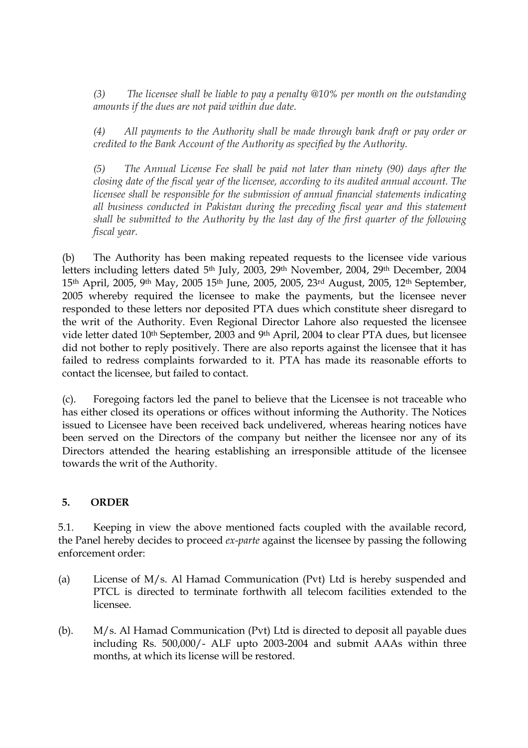*(3) The licensee shall be liable to pay a penalty @10% per month on the outstanding amounts if the dues are not paid within due date.*

*(4) All payments to the Authority shall be made through bank draft or pay order or credited to the Bank Account of the Authority as specified by the Authority.*

*(5) The Annual License Fee shall be paid not later than ninety (90) days after the closing date of the fiscal year of the licensee, according to its audited annual account. The licensee shall be responsible for the submission of annual financial statements indicating all business conducted in Pakistan during the preceding fiscal year and this statement shall be submitted to the Authority by the last day of the first quarter of the following fiscal year.*

(b) The Authority has been making repeated requests to the licensee vide various letters including letters dated 5th July, 2003, 29th November, 2004, 29th December, 2004 15th April, 2005, 9th May, 2005 15th June, 2005, 2005, 23rd August, 2005, 12th September, 2005 whereby required the licensee to make the payments, but the licensee never responded to these letters nor deposited PTA dues which constitute sheer disregard to the writ of the Authority. Even Regional Director Lahore also requested the licensee vide letter dated 10th September, 2003 and 9th April, 2004 to clear PTA dues, but licensee did not bother to reply positively. There are also reports against the licensee that it has failed to redress complaints forwarded to it. PTA has made its reasonable efforts to contact the licensee, but failed to contact.

(c). Foregoing factors led the panel to believe that the Licensee is not traceable who has either closed its operations or offices without informing the Authority. The Notices issued to Licensee have been received back undelivered, whereas hearing notices have been served on the Directors of the company but neither the licensee nor any of its Directors attended the hearing establishing an irresponsible attitude of the licensee towards the writ of the Authority.

## 5. ORDER

5.1. Keeping in view the above mentioned facts coupled with the available record, the Panel hereby decides to proceed *ex-parte* against the licensee by passing the following enforcement order:

(a) License of M/s. Al Hamad Communication (Pvt) Ltd is hereby suspended and PTCL is directed to terminate forthwith all telecom facilities extended to the licensee.

(b). M/s. Al Hamad Communication (Pvt) Ltd is directed to deposit all payable dues including Rs. 500,000/- ALF upto 2003-2004 and submit AAAs within three months, at which its license will be restored.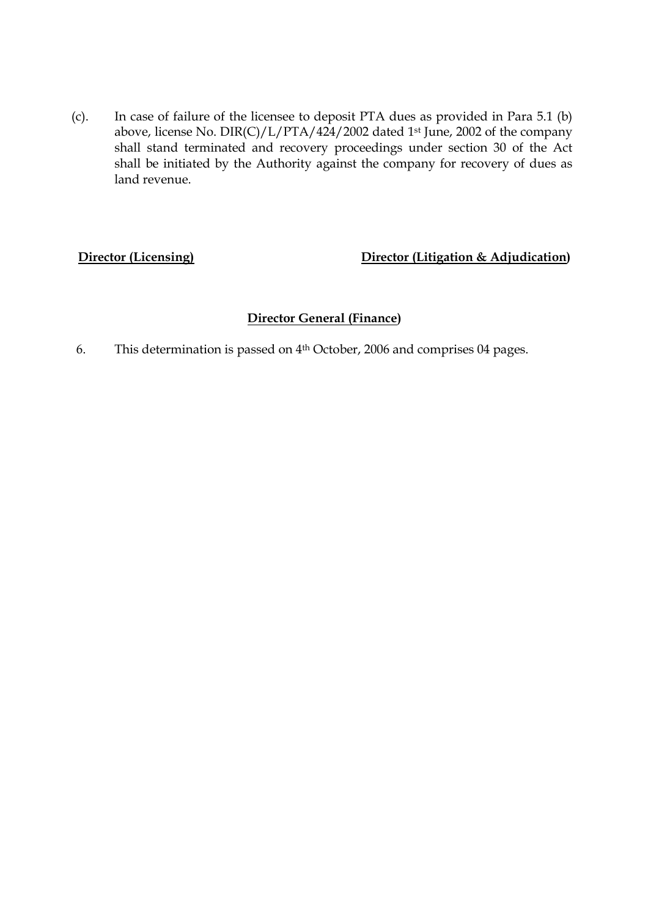(c). In case of failure of the licensee to deposit PTA dues as provided in Para 5.1 (b) above, license No. DIR(C)/L/PTA/424/2002 dated 1st June, 2002 of the company shall stand terminated and recovery proceedings under section 30 of the Act shall be initiated by the Authority against the company for recovery of dues as land revenue.

**Director (Licensing)** **Director (Litigation & Adjudication)**

**Director General (Finance)**

6. This determination is passed on 4th October, 2006 and comprises 04 pages.